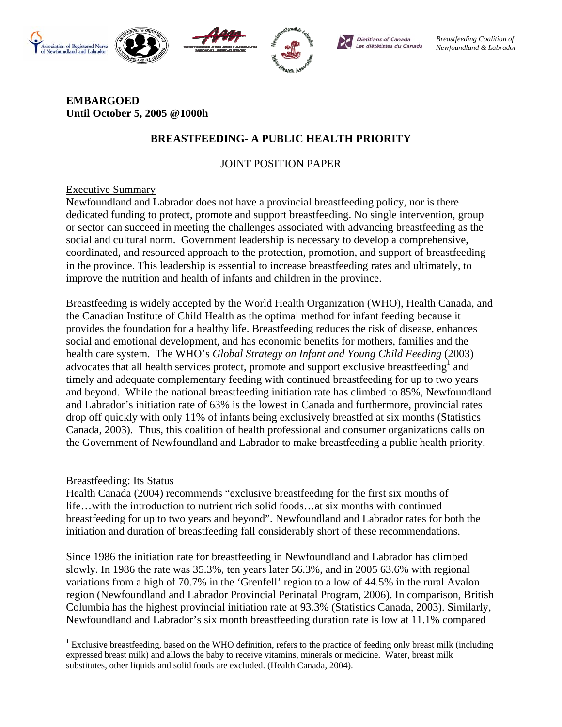Association of Registered Nurses of Newfoundland and Labrador

Dietitians of Canada Les diététistes du Canada

*Breastfeeding Coalition of Newfoundland & Labrador*

**EMBARGOED**
**Until October 5, 2005 @1000h**

# BREASTFEEDING- A PUBLIC HEALTH PRIORITY

JOINT POSITION PAPER

## Executive Summary

Newfoundland and Labrador does not have a provincial breastfeeding policy, nor is there dedicated funding to protect, promote and support breastfeeding. No single intervention, group or sector can succeed in meeting the challenges associated with advancing breastfeeding as the social and cultural norm. Government leadership is necessary to develop a comprehensive, coordinated, and resourced approach to the protection, promotion, and support of breastfeeding in the province. This leadership is essential to increase breastfeeding rates and ultimately, to improve the nutrition and health of infants and children in the province.

Breastfeeding is widely accepted by the World Health Organization (WHO), Health Canada, and the Canadian Institute of Child Health as the optimal method for infant feeding because it provides the foundation for a healthy life. Breastfeeding reduces the risk of disease, enhances social and emotional development, and has economic benefits for mothers, families and the health care system. The WHO's *Global Strategy on Infant and Young Child Feeding* (2003) advocates that all health services protect, promote and support exclusive breastfeeding[1] and timely and adequate complementary feeding with continued breastfeeding for up to two years and beyond. While the national breastfeeding initiation rate has climbed to 85%, Newfoundland and Labrador's initiation rate of 63% is the lowest in Canada and furthermore, provincial rates drop off quickly with only 11% of infants being exclusively breastfed at six months (Statistics Canada, 2003). Thus, this coalition of health professional and consumer organizations calls on the Government of Newfoundland and Labrador to make breastfeeding a public health priority.

## Breastfeeding: Its Status

Health Canada (2004) recommends "exclusive breastfeeding for the first six months of life…with the introduction to nutrient rich solid foods…at six months with continued breastfeeding for up to two years and beyond". Newfoundland and Labrador rates for both the initiation and duration of breastfeeding fall considerably short of these recommendations.

Since 1986 the initiation rate for breastfeeding in Newfoundland and Labrador has climbed slowly. In 1986 the rate was 35.3%, ten years later 56.3%, and in 2005 63.6% with regional variations from a high of 70.7% in the 'Grenfell' region to a low of 44.5% in the rural Avalon region (Newfoundland and Labrador Provincial Perinatal Program, 2006). In comparison, British Columbia has the highest provincial initiation rate at 93.3% (Statistics Canada, 2003). Similarly, Newfoundland and Labrador's six month breastfeeding duration rate is low at 11.1% compared

[1] Exclusive breastfeeding, based on the WHO definition, refers to the practice of feeding only breast milk (including expressed breast milk) and allows the baby to receive vitamins, minerals or medicine. Water, breast milk substitutes, other liquids and solid foods are excluded. (Health Canada, 2004).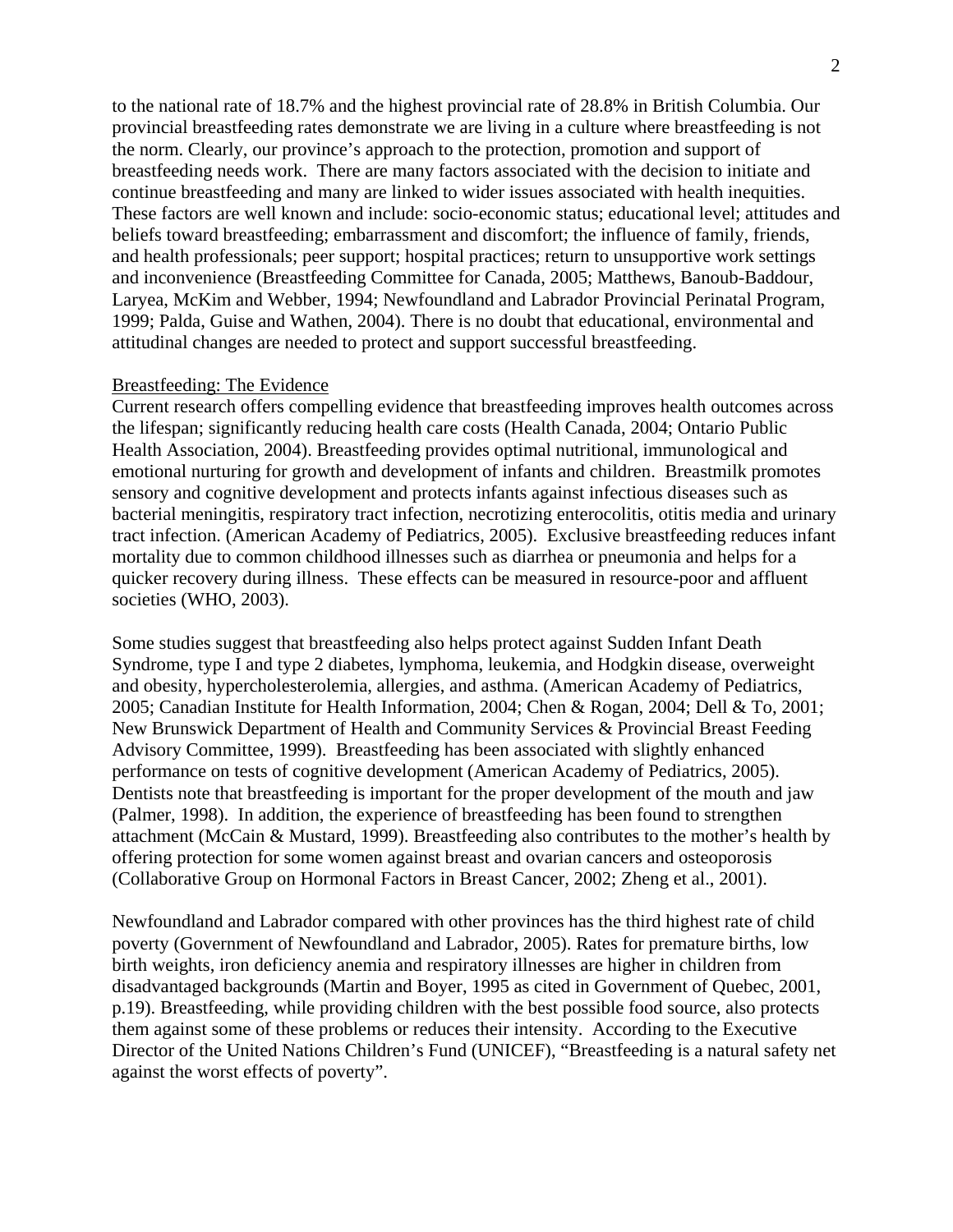to the national rate of 18.7% and the highest provincial rate of 28.8% in British Columbia. Our provincial breastfeeding rates demonstrate we are living in a culture where breastfeeding is not the norm. Clearly, our province's approach to the protection, promotion and support of breastfeeding needs work. There are many factors associated with the decision to initiate and continue breastfeeding and many are linked to wider issues associated with health inequities. These factors are well known and include: socio-economic status; educational level; attitudes and beliefs toward breastfeeding; embarrassment and discomfort; the influence of family, friends, and health professionals; peer support; hospital practices; return to unsupportive work settings and inconvenience (Breastfeeding Committee for Canada, 2005; Matthews, Banoub-Baddour, Laryea, McKim and Webber, 1994; Newfoundland and Labrador Provincial Perinatal Program, 1999; Palda, Guise and Wathen, 2004). There is no doubt that educational, environmental and attitudinal changes are needed to protect and support successful breastfeeding.

## Breastfeeding: The Evidence

Current research offers compelling evidence that breastfeeding improves health outcomes across the lifespan; significantly reducing health care costs (Health Canada, 2004; Ontario Public Health Association, 2004). Breastfeeding provides optimal nutritional, immunological and emotional nurturing for growth and development of infants and children. Breastmilk promotes sensory and cognitive development and protects infants against infectious diseases such as bacterial meningitis, respiratory tract infection, necrotizing enterocolitis, otitis media and urinary tract infection. (American Academy of Pediatrics, 2005). Exclusive breastfeeding reduces infant mortality due to common childhood illnesses such as diarrhea or pneumonia and helps for a quicker recovery during illness. These effects can be measured in resource-poor and affluent societies (WHO, 2003).

Some studies suggest that breastfeeding also helps protect against Sudden Infant Death Syndrome, type I and type 2 diabetes, lymphoma, leukemia, and Hodgkin disease, overweight and obesity, hypercholesterolemia, allergies, and asthma. (American Academy of Pediatrics, 2005; Canadian Institute for Health Information, 2004; Chen & Rogan, 2004; Dell & To, 2001; New Brunswick Department of Health and Community Services & Provincial Breast Feeding Advisory Committee, 1999). Breastfeeding has been associated with slightly enhanced performance on tests of cognitive development (American Academy of Pediatrics, 2005). Dentists note that breastfeeding is important for the proper development of the mouth and jaw (Palmer, 1998). In addition, the experience of breastfeeding has been found to strengthen attachment (McCain & Mustard, 1999). Breastfeeding also contributes to the mother's health by offering protection for some women against breast and ovarian cancers and osteoporosis (Collaborative Group on Hormonal Factors in Breast Cancer, 2002; Zheng et al., 2001).

Newfoundland and Labrador compared with other provinces has the third highest rate of child poverty (Government of Newfoundland and Labrador, 2005). Rates for premature births, low birth weights, iron deficiency anemia and respiratory illnesses are higher in children from disadvantaged backgrounds (Martin and Boyer, 1995 as cited in Government of Quebec, 2001, p.19). Breastfeeding, while providing children with the best possible food source, also protects them against some of these problems or reduces their intensity. According to the Executive Director of the United Nations Children's Fund (UNICEF), "Breastfeeding is a natural safety net against the worst effects of poverty".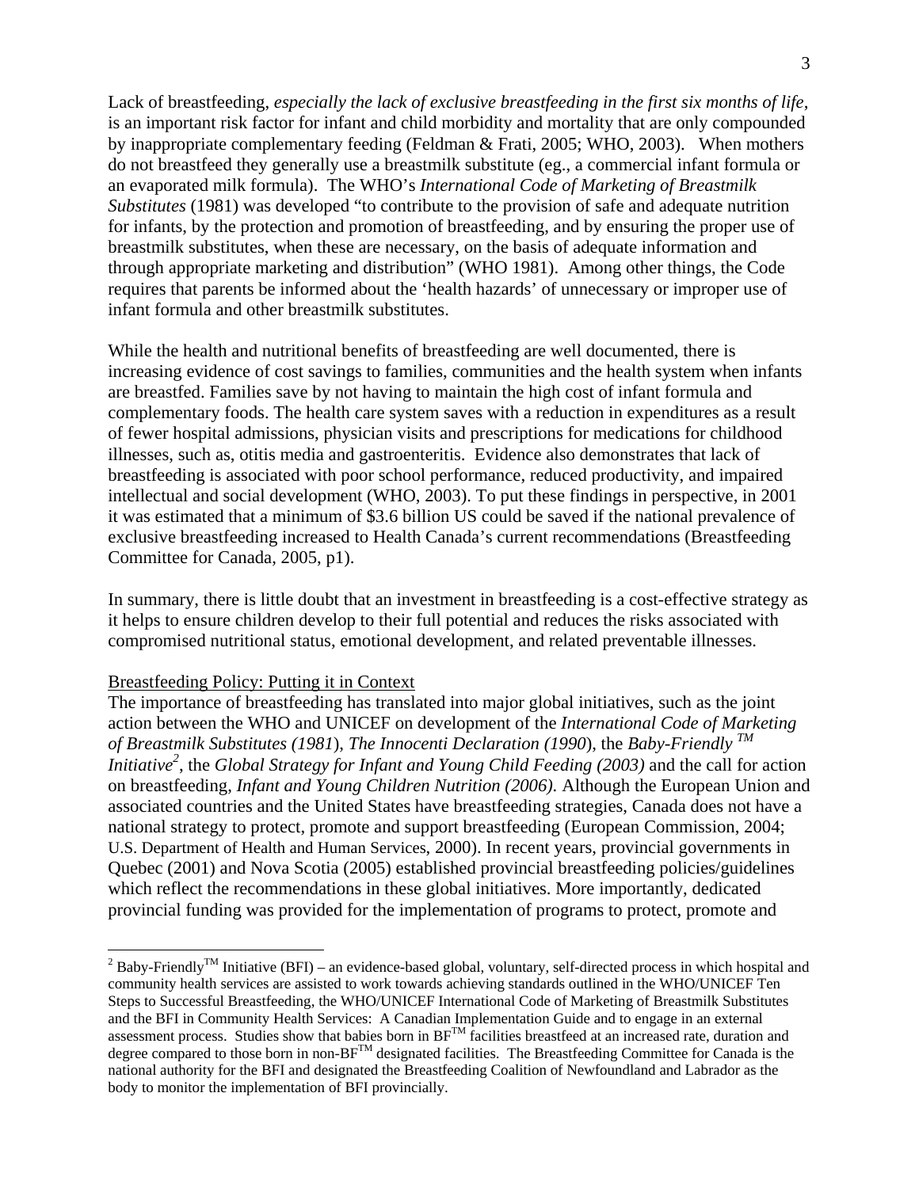Lack of breastfeeding, *especially the lack of exclusive breastfeeding in the first six months of life*, is an important risk factor for infant and child morbidity and mortality that are only compounded by inappropriate complementary feeding (Feldman & Frati, 2005; WHO, 2003). When mothers do not breastfeed they generally use a breastmilk substitute (eg., a commercial infant formula or an evaporated milk formula). The WHO's *International Code of Marketing of Breastmilk Substitutes* (1981) was developed "to contribute to the provision of safe and adequate nutrition for infants, by the protection and promotion of breastfeeding, and by ensuring the proper use of breastmilk substitutes, when these are necessary, on the basis of adequate information and through appropriate marketing and distribution" (WHO 1981). Among other things, the Code requires that parents be informed about the 'health hazards' of unnecessary or improper use of infant formula and other breastmilk substitutes.

While the health and nutritional benefits of breastfeeding are well documented, there is increasing evidence of cost savings to families, communities and the health system when infants are breastfed. Families save by not having to maintain the high cost of infant formula and complementary foods. The health care system saves with a reduction in expenditures as a result of fewer hospital admissions, physician visits and prescriptions for medications for childhood illnesses, such as, otitis media and gastroenteritis. Evidence also demonstrates that lack of breastfeeding is associated with poor school performance, reduced productivity, and impaired intellectual and social development (WHO, 2003). To put these findings in perspective, in 2001 it was estimated that a minimum of $3.6 billion US could be saved if the national prevalence of exclusive breastfeeding increased to Health Canada's current recommendations (Breastfeeding Committee for Canada, 2005, p1).

In summary, there is little doubt that an investment in breastfeeding is a cost-effective strategy as it helps to ensure children develop to their full potential and reduces the risks associated with compromised nutritional status, emotional development, and related preventable illnesses.

## Breastfeeding Policy: Putting it in Context

The importance of breastfeeding has translated into major global initiatives, such as the joint action between the WHO and UNICEF on development of the *International Code of Marketing of Breastmilk Substitutes (1981*), *The Innocenti Declaration (1990*), the *Baby-Friendly™ Initiative*[2], the *Global Strategy for Infant and Young Child Feeding (2003)* and the call for action on breastfeeding, *Infant and Young Children Nutrition (2006).* Although the European Union and associated countries and the United States have breastfeeding strategies, Canada does not have a national strategy to protect, promote and support breastfeeding (European Commission, 2004; U.S. Department of Health and Human Services, 2000). In recent years, provincial governments in Quebec (2001) and Nova Scotia (2005) established provincial breastfeeding policies/guidelines which reflect the recommendations in these global initiatives. More importantly, dedicated provincial funding was provided for the implementation of programs to protect, promote and

---

[2] Baby-Friendly™ Initiative (BFI) – an evidence-based global, voluntary, self-directed process in which hospital and community health services are assisted to work towards achieving standards outlined in the WHO/UNICEF Ten Steps to Successful Breastfeeding, the WHO/UNICEF International Code of Marketing of Breastmilk Substitutes and the BFI in Community Health Services: A Canadian Implementation Guide and to engage in an external assessment process. Studies show that babies born in BF™ facilities breastfeed at an increased rate, duration and degree compared to those born in non-BF™ designated facilities. The Breastfeeding Committee for Canada is the national authority for the BFI and designated the Breastfeeding Coalition of Newfoundland and Labrador as the body to monitor the implementation of BFI provincially.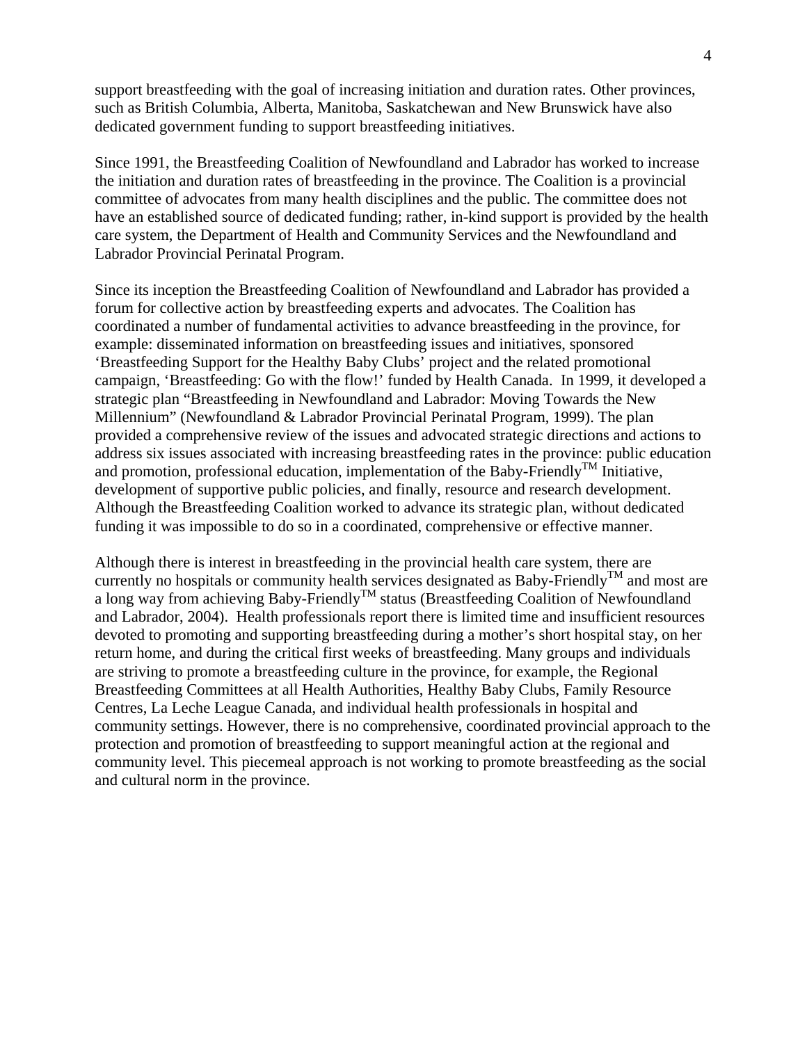support breastfeeding with the goal of increasing initiation and duration rates. Other provinces, such as British Columbia, Alberta, Manitoba, Saskatchewan and New Brunswick have also dedicated government funding to support breastfeeding initiatives.

Since 1991, the Breastfeeding Coalition of Newfoundland and Labrador has worked to increase the initiation and duration rates of breastfeeding in the province. The Coalition is a provincial committee of advocates from many health disciplines and the public. The committee does not have an established source of dedicated funding; rather, in-kind support is provided by the health care system, the Department of Health and Community Services and the Newfoundland and Labrador Provincial Perinatal Program.

Since its inception the Breastfeeding Coalition of Newfoundland and Labrador has provided a forum for collective action by breastfeeding experts and advocates. The Coalition has coordinated a number of fundamental activities to advance breastfeeding in the province, for example: disseminated information on breastfeeding issues and initiatives, sponsored 'Breastfeeding Support for the Healthy Baby Clubs' project and the related promotional campaign, 'Breastfeeding: Go with the flow!' funded by Health Canada. In 1999, it developed a strategic plan "Breastfeeding in Newfoundland and Labrador: Moving Towards the New Millennium" (Newfoundland & Labrador Provincial Perinatal Program, 1999). The plan provided a comprehensive review of the issues and advocated strategic directions and actions to address six issues associated with increasing breastfeeding rates in the province: public education and promotion, professional education, implementation of the Baby-Friendly™ Initiative, development of supportive public policies, and finally, resource and research development. Although the Breastfeeding Coalition worked to advance its strategic plan, without dedicated funding it was impossible to do so in a coordinated, comprehensive or effective manner.

Although there is interest in breastfeeding in the provincial health care system, there are currently no hospitals or community health services designated as Baby-Friendly™ and most are a long way from achieving Baby-Friendly™ status (Breastfeeding Coalition of Newfoundland and Labrador, 2004). Health professionals report there is limited time and insufficient resources devoted to promoting and supporting breastfeeding during a mother's short hospital stay, on her return home, and during the critical first weeks of breastfeeding. Many groups and individuals are striving to promote a breastfeeding culture in the province, for example, the Regional Breastfeeding Committees at all Health Authorities, Healthy Baby Clubs, Family Resource Centres, La Leche League Canada, and individual health professionals in hospital and community settings. However, there is no comprehensive, coordinated provincial approach to the protection and promotion of breastfeeding to support meaningful action at the regional and community level. This piecemeal approach is not working to promote breastfeeding as the social and cultural norm in the province.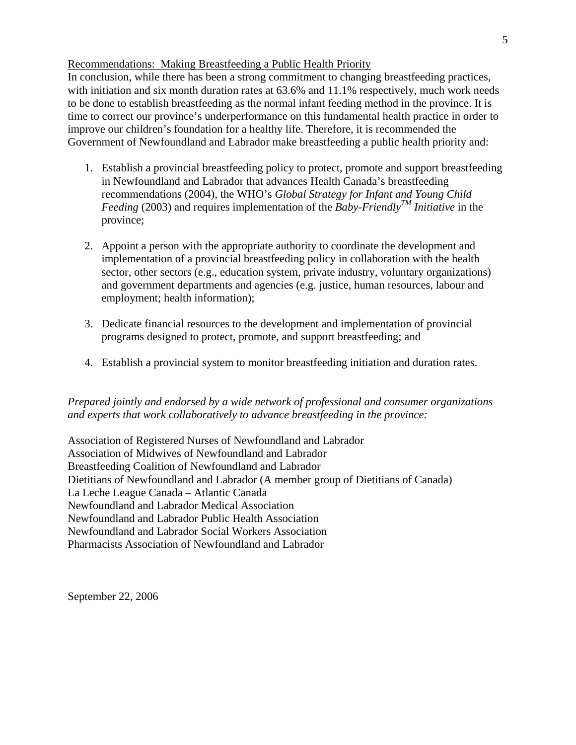Recommendations: Making Breastfeeding a Public Health Priority

In conclusion, while there has been a strong commitment to changing breastfeeding practices, with initiation and six month duration rates at 63.6% and 11.1% respectively, much work needs to be done to establish breastfeeding as the normal infant feeding method in the province. It is time to correct our province's underperformance on this fundamental health practice in order to improve our children's foundation for a healthy life. Therefore, it is recommended the Government of Newfoundland and Labrador make breastfeeding a public health priority and:

1. Establish a provincial breastfeeding policy to protect, promote and support breastfeeding in Newfoundland and Labrador that advances Health Canada's breastfeeding recommendations (2004), the WHO's *Global Strategy for Infant and Young Child Feeding* (2003) and requires implementation of the *Baby-Friendly™ Initiative* in the province;

2. Appoint a person with the appropriate authority to coordinate the development and implementation of a provincial breastfeeding policy in collaboration with the health sector, other sectors (e.g., education system, private industry, voluntary organizations) and government departments and agencies (e.g. justice, human resources, labour and employment; health information);

3. Dedicate financial resources to the development and implementation of provincial programs designed to protect, promote, and support breastfeeding; and

4. Establish a provincial system to monitor breastfeeding initiation and duration rates.

*Prepared jointly and endorsed by a wide network of professional and consumer organizations and experts that work collaboratively to advance breastfeeding in the province:*

Association of Registered Nurses of Newfoundland and Labrador
Association of Midwives of Newfoundland and Labrador
Breastfeeding Coalition of Newfoundland and Labrador
Dietitians of Newfoundland and Labrador (A member group of Dietitians of Canada)
La Leche League Canada – Atlantic Canada
Newfoundland and Labrador Medical Association
Newfoundland and Labrador Public Health Association
Newfoundland and Labrador Social Workers Association
Pharmacists Association of Newfoundland and Labrador

September 22, 2006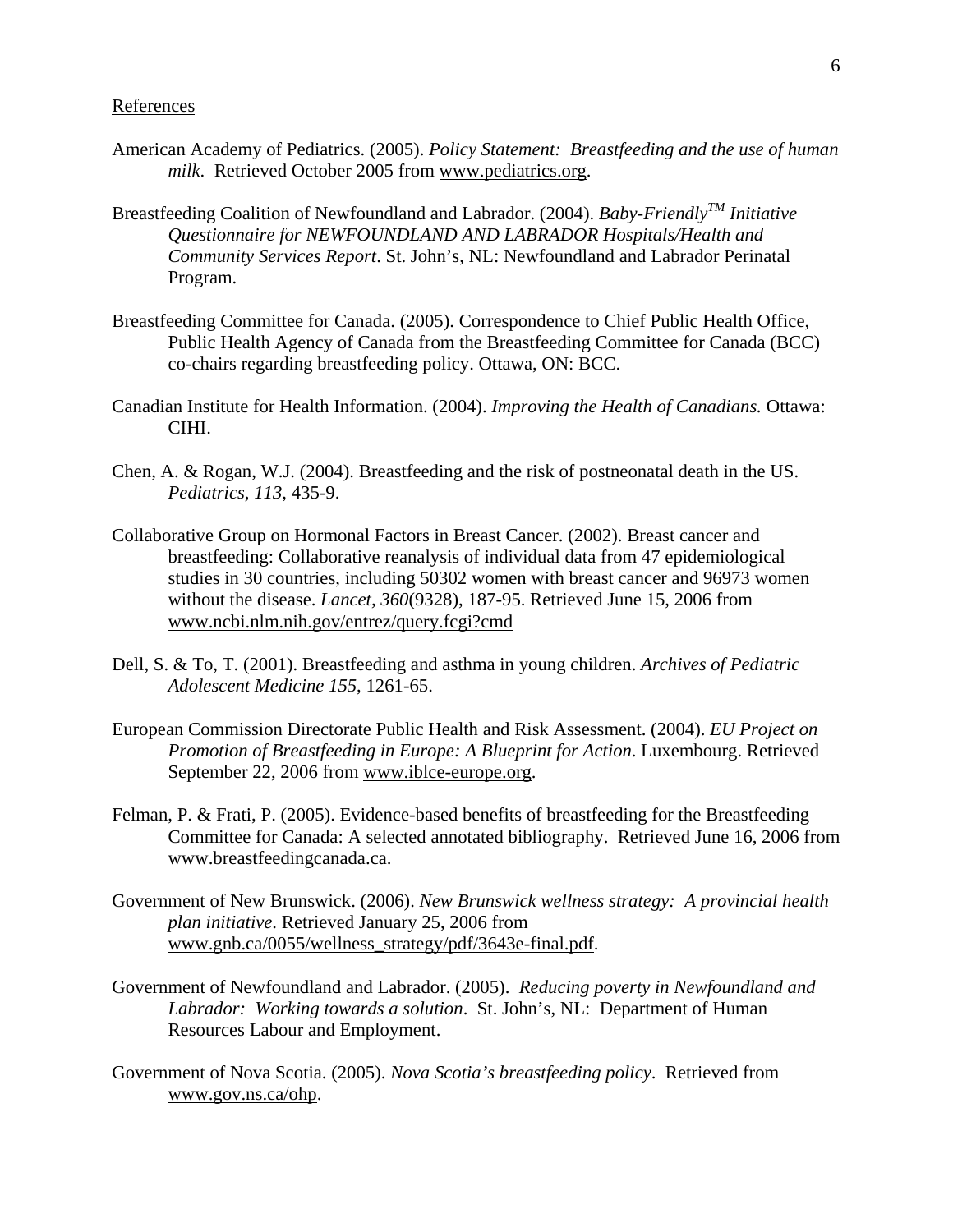References

American Academy of Pediatrics. (2005). *Policy Statement: Breastfeeding and the use of human milk*. Retrieved October 2005 from www.pediatrics.org.

Breastfeeding Coalition of Newfoundland and Labrador. (2004). *Baby-Friendly™ Initiative Questionnaire for NEWFOUNDLAND AND LABRADOR Hospitals/Health and Community Services Report*. St. John's, NL: Newfoundland and Labrador Perinatal Program.

Breastfeeding Committee for Canada. (2005). Correspondence to Chief Public Health Office, Public Health Agency of Canada from the Breastfeeding Committee for Canada (BCC) co-chairs regarding breastfeeding policy. Ottawa, ON: BCC.

Canadian Institute for Health Information. (2004). *Improving the Health of Canadians.* Ottawa: CIHI.

Chen, A. & Rogan, W.J. (2004). Breastfeeding and the risk of postneonatal death in the US. *Pediatrics, 113,* 435-9.

Collaborative Group on Hormonal Factors in Breast Cancer. (2002). Breast cancer and breastfeeding: Collaborative reanalysis of individual data from 47 epidemiological studies in 30 countries, including 50302 women with breast cancer and 96973 women without the disease. *Lancet, 360*(9328), 187-95. Retrieved June 15, 2006 from www.ncbi.nlm.nih.gov/entrez/query.fcgi?cmd

Dell, S. & To, T. (2001). Breastfeeding and asthma in young children. *Archives of Pediatric Adolescent Medicine 155*, 1261-65.

European Commission Directorate Public Health and Risk Assessment. (2004). *EU Project on Promotion of Breastfeeding in Europe: A Blueprint for Action*. Luxembourg. Retrieved September 22, 2006 from www.iblce-europe.org.

Felman, P. & Frati, P. (2005). Evidence-based benefits of breastfeeding for the Breastfeeding Committee for Canada: A selected annotated bibliography. Retrieved June 16, 2006 from www.breastfeedingcanada.ca.

Government of New Brunswick. (2006). *New Brunswick wellness strategy: A provincial health plan initiative*. Retrieved January 25, 2006 from www.gnb.ca/0055/wellness_strategy/pdf/3643e-final.pdf.

Government of Newfoundland and Labrador. (2005). *Reducing poverty in Newfoundland and Labrador: Working towards a solution*. St. John's, NL: Department of Human Resources Labour and Employment.

Government of Nova Scotia. (2005). *Nova Scotia's breastfeeding policy*. Retrieved from www.gov.ns.ca/ohp.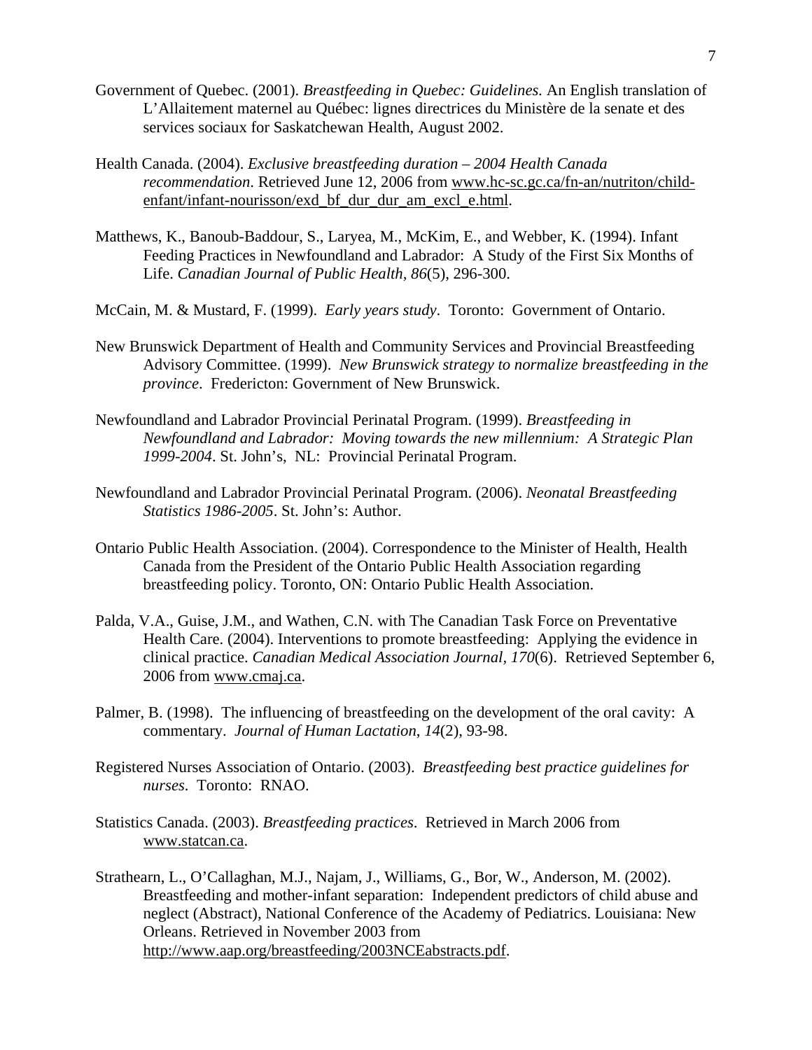Government of Quebec. (2001). *Breastfeeding in Quebec: Guidelines.* An English translation of L'Allaitement maternel au Québec: lignes directrices du Ministère de la senate et des services sociaux for Saskatchewan Health, August 2002.

Health Canada. (2004). *Exclusive breastfeeding duration – 2004 Health Canada recommendation*. Retrieved June 12, 2006 from www.hc-sc.gc.ca/fn-an/nutriton/child-enfant/infant-nourisson/exd_bf_dur_dur_am_excl_e.html.

Matthews, K., Banoub-Baddour, S., Laryea, M., McKim, E., and Webber, K. (1994). Infant Feeding Practices in Newfoundland and Labrador: A Study of the First Six Months of Life. *Canadian Journal of Public Health, 86*(5), 296-300.

McCain, M. & Mustard, F. (1999). *Early years study*. Toronto: Government of Ontario.

New Brunswick Department of Health and Community Services and Provincial Breastfeeding Advisory Committee. (1999). *New Brunswick strategy to normalize breastfeeding in the province*. Fredericton: Government of New Brunswick.

Newfoundland and Labrador Provincial Perinatal Program. (1999). *Breastfeeding in Newfoundland and Labrador: Moving towards the new millennium: A Strategic Plan 1999-2004*. St. John's, NL: Provincial Perinatal Program.

Newfoundland and Labrador Provincial Perinatal Program. (2006). *Neonatal Breastfeeding Statistics 1986-2005*. St. John's: Author.

Ontario Public Health Association. (2004). Correspondence to the Minister of Health, Health Canada from the President of the Ontario Public Health Association regarding breastfeeding policy. Toronto, ON: Ontario Public Health Association.

Palda, V.A., Guise, J.M., and Wathen, C.N. with The Canadian Task Force on Preventative Health Care. (2004). Interventions to promote breastfeeding: Applying the evidence in clinical practice. *Canadian Medical Association Journal, 170*(6). Retrieved September 6, 2006 from www.cmaj.ca.

Palmer, B. (1998). The influencing of breastfeeding on the development of the oral cavity: A commentary. *Journal of Human Lactation*, *14*(2), 93-98.

Registered Nurses Association of Ontario. (2003). *Breastfeeding best practice guidelines for nurses*. Toronto: RNAO.

Statistics Canada. (2003). *Breastfeeding practices*. Retrieved in March 2006 from www.statcan.ca.

Strathearn, L., O'Callaghan, M.J., Najam, J., Williams, G., Bor, W., Anderson, M. (2002). Breastfeeding and mother-infant separation: Independent predictors of child abuse and neglect (Abstract), National Conference of the Academy of Pediatrics. Louisiana: New Orleans. Retrieved in November 2003 from http://www.aap.org/breastfeeding/2003NCEabstracts.pdf.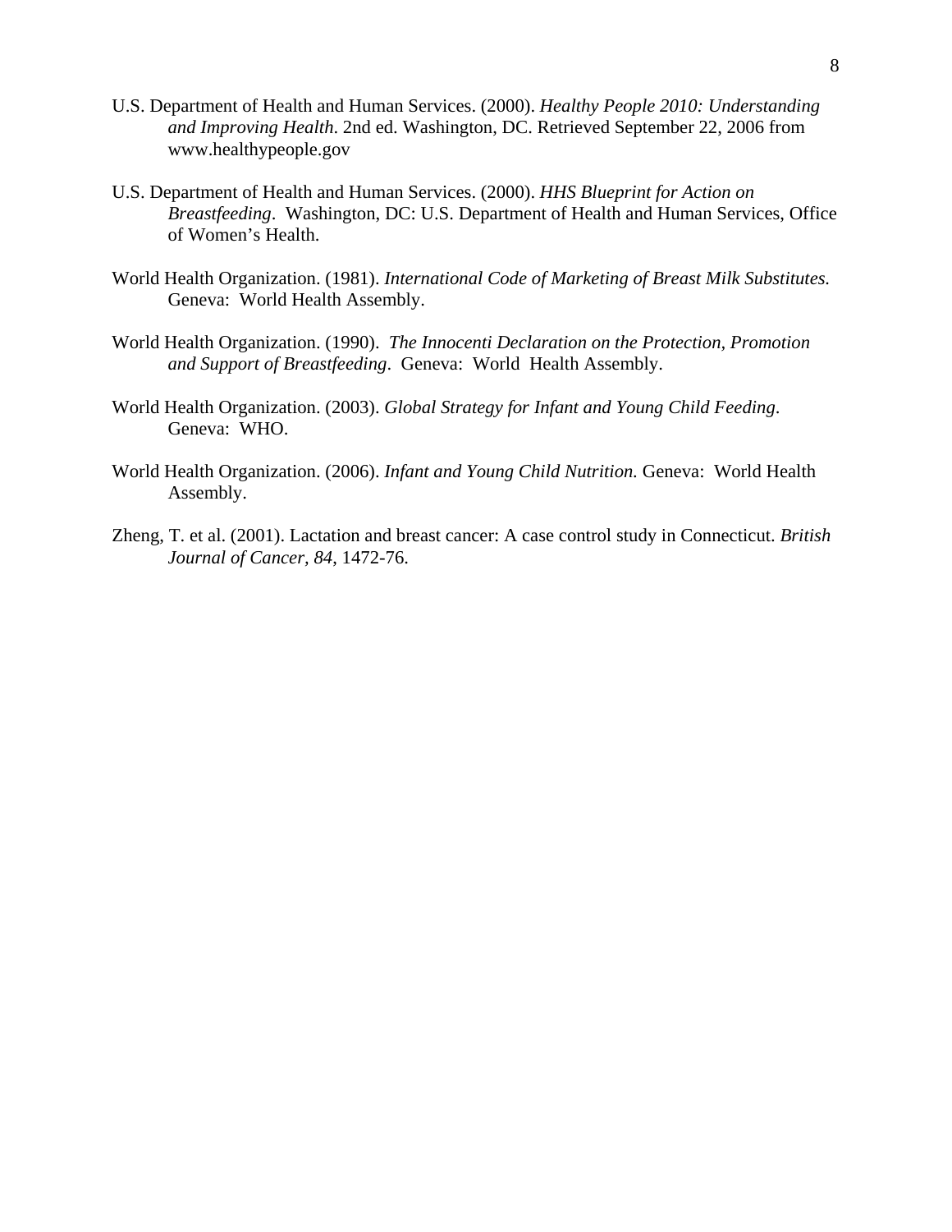U.S. Department of Health and Human Services. (2000). *Healthy People 2010: Understanding and Improving Health*. 2nd ed. Washington, DC. Retrieved September 22, 2006 from www.healthypeople.gov

U.S. Department of Health and Human Services. (2000). *HHS Blueprint for Action on Breastfeeding*. Washington, DC: U.S. Department of Health and Human Services, Office of Women's Health.

World Health Organization. (1981). *International Code of Marketing of Breast Milk Substitutes.* Geneva: World Health Assembly.

World Health Organization. (1990). *The Innocenti Declaration on the Protection, Promotion and Support of Breastfeeding*. Geneva: World Health Assembly.

World Health Organization. (2003). *Global Strategy for Infant and Young Child Feeding*. Geneva: WHO.

World Health Organization. (2006). *Infant and Young Child Nutrition.* Geneva: World Health Assembly.

Zheng, T. et al. (2001). Lactation and breast cancer: A case control study in Connecticut. *British Journal of Cancer, 84*, 1472-76.